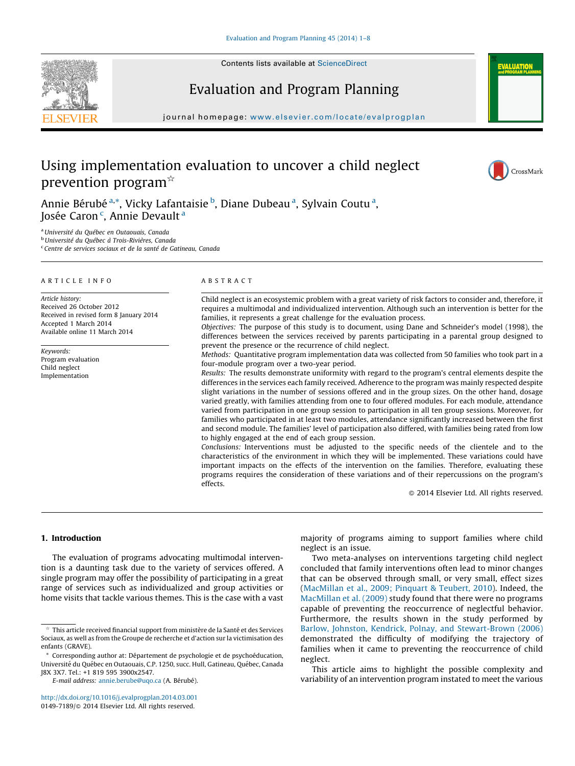# Using implementation evaluation to uncover a child neglect prevention program☆

Annie Bérubé [a,*], Vicky Lafantaisie [b], Diane Dubeau [a], Sylvain Coutu [a], Josée Caron [c], Annie Devault [a]

[a] Université du Québec en Outaouais, Canada
[b] Université du Québec à Trois-Rivières, Canada
[c] Centre de services sociaux et de la santé de Gatineau, Canada

## ARTICLE INFO

*Article history:*
Received 26 October 2012
Received in revised form 8 January 2014
Accepted 1 March 2014
Available online 11 March 2014

*Keywords:*
Program evaluation
Child neglect
Implementation

## ABSTRACT

Child neglect is an ecosystemic problem with a great variety of risk factors to consider and, therefore, it requires a multimodal and individualized intervention. Although such an intervention is better for the families, it represents a great challenge for the evaluation process.

*Objectives:* The purpose of this study is to document, using Dane and Schneider's model (1998), the differences between the services received by parents participating in a parental group designed to prevent the presence or the recurrence of child neglect.

*Methods:* Quantitative program implementation data was collected from 50 families who took part in a four-module program over a two-year period.

*Results:* The results demonstrate uniformity with regard to the program's central elements despite the differences in the services each family received. Adherence to the program was mainly respected despite slight variations in the number of sessions offered and in the group sizes. On the other hand, dosage varied greatly, with families attending from one to four offered modules. For each module, attendance varied from participation in one group session to participation in all ten group sessions. Moreover, for families who participated in at least two modules, attendance significantly increased between the first and second module. The families' level of participation also differed, with families being rated from low to highly engaged at the end of each group session.

*Conclusions:* Interventions must be adjusted to the specific needs of the clientele and to the characteristics of the environment in which they will be implemented. These variations could have important impacts on the effects of the intervention on the families. Therefore, evaluating these programs requires the consideration of these variations and of their repercussions on the program's effects.

© 2014 Elsevier Ltd. All rights reserved.

## 1. Introduction

The evaluation of programs advocating multimodal intervention is a daunting task due to the variety of services offered. A single program may offer the possibility of participating in a great range of services such as individualized and group activities or home visits that tackle various themes. This is the case with a vast majority of programs aiming to support families where child neglect is an issue.

Two meta-analyses on interventions targeting child neglect concluded that family interventions often lead to minor changes that can be observed through small, or very small, effect sizes (MacMillan et al., 2009; Pinquart & Teubert, 2010). Indeed, the MacMillan et al. (2009) study found that there were no programs capable of preventing the reoccurrence of neglectful behavior. Furthermore, the results shown in the study performed by Barlow, Johnston, Kendrick, Polnay, and Stewart-Brown (2006) demonstrated the difficulty of modifying the trajectory of families when it came to preventing the reoccurrence of child neglect.

This article aims to highlight the possible complexity and variability of an intervention program instated to meet the various

---

☆ This article received financial support from ministère de la Santé et des Services Sociaux, as well as from the Groupe de recherche et d'action sur la victimisation des enfants (GRAVE).

\* Corresponding author at: Département de psychologie et de psychoéducation, Université du Québec en Outaouais, C.P. 1250, succ. Hull, Gatineau, Québec, Canada J8X 3X7. Tel.: +1 819 595 3900x2547.
*E-mail address:* annie.berube@uqo.ca (A. Bérubé).

http://dx.doi.org/10.1016/j.evalprogplan.2014.03.001
0149-7189/© 2014 Elsevier Ltd. All rights reserved.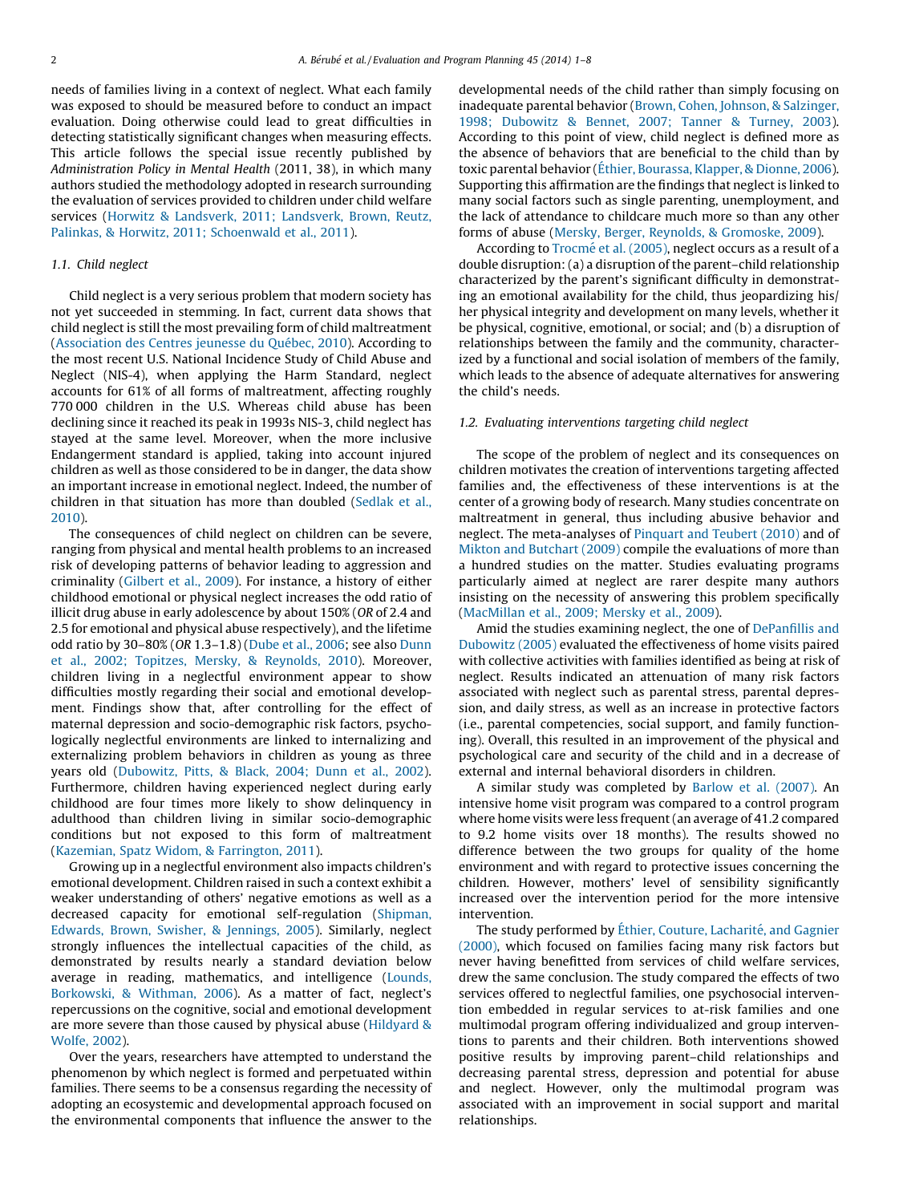needs of families living in a context of neglect. What each family was exposed to should be measured before to conduct an impact evaluation. Doing otherwise could lead to great difficulties in detecting statistically significant changes when measuring effects. This article follows the special issue recently published by *Administration Policy in Mental Health* (2011, 38), in which many authors studied the methodology adopted in research surrounding the evaluation of services provided to children under child welfare services (Horwitz & Landsverk, 2011; Landsverk, Brown, Reutz, Palinkas, & Horwitz, 2011; Schoenwald et al., 2011).

### 1.1. Child neglect

Child neglect is a very serious problem that modern society has not yet succeeded in stemming. In fact, current data shows that child neglect is still the most prevailing form of child maltreatment (Association des Centres jeunesse du Québec, 2010). According to the most recent U.S. National Incidence Study of Child Abuse and Neglect (NIS-4), when applying the Harm Standard, neglect accounts for 61% of all forms of maltreatment, affecting roughly 770 000 children in the U.S. Whereas child abuse has been declining since it reached its peak in 1993s NIS-3, child neglect has stayed at the same level. Moreover, when the more inclusive Endangerment standard is applied, taking into account injured children as well as those considered to be in danger, the data show an important increase in emotional neglect. Indeed, the number of children in that situation has more than doubled (Sedlak et al., 2010).

The consequences of child neglect on children can be severe, ranging from physical and mental health problems to an increased risk of developing patterns of behavior leading to aggression and criminality (Gilbert et al., 2009). For instance, a history of either childhood emotional or physical neglect increases the odd ratio of illicit drug abuse in early adolescence by about 150% (*OR* of 2.4 and 2.5 for emotional and physical abuse respectively), and the lifetime odd ratio by 30–80% (*OR* 1.3–1.8) (Dube et al., 2006; see also Dunn et al., 2002; Topitzes, Mersky, & Reynolds, 2010). Moreover, children living in a neglectful environment appear to show difficulties mostly regarding their social and emotional development. Findings show that, after controlling for the effect of maternal depression and socio-demographic risk factors, psychologically neglectful environments are linked to internalizing and externalizing problem behaviors in children as young as three years old (Dubowitz, Pitts, & Black, 2004; Dunn et al., 2002). Furthermore, children having experienced neglect during early childhood are four times more likely to show delinquency in adulthood than children living in similar socio-demographic conditions but not exposed to this form of maltreatment (Kazemian, Spatz Widom, & Farrington, 2011).

Growing up in a neglectful environment also impacts children's emotional development. Children raised in such a context exhibit a weaker understanding of others' negative emotions as well as a decreased capacity for emotional self-regulation (Shipman, Edwards, Brown, Swisher, & Jennings, 2005). Similarly, neglect strongly influences the intellectual capacities of the child, as demonstrated by results nearly a standard deviation below average in reading, mathematics, and intelligence (Lounds, Borkowski, & Withman, 2006). As a matter of fact, neglect's repercussions on the cognitive, social and emotional development are more severe than those caused by physical abuse (Hildyard & Wolfe, 2002).

Over the years, researchers have attempted to understand the phenomenon by which neglect is formed and perpetuated within families. There seems to be a consensus regarding the necessity of adopting an ecosystemic and developmental approach focused on the environmental components that influence the answer to the developmental needs of the child rather than simply focusing on inadequate parental behavior (Brown, Cohen, Johnson, & Salzinger, 1998; Dubowitz & Bennet, 2007; Tanner & Turney, 2003). According to this point of view, child neglect is defined more as the absence of behaviors that are beneficial to the child than by toxic parental behavior (Éthier, Bourassa, Klapper, & Dionne, 2006). Supporting this affirmation are the findings that neglect is linked to many social factors such as single parenting, unemployment, and the lack of attendance to childcare much more so than any other forms of abuse (Mersky, Berger, Reynolds, & Gromoske, 2009).

According to Trocmé et al. (2005), neglect occurs as a result of a double disruption: (a) a disruption of the parent–child relationship characterized by the parent's significant difficulty in demonstrating an emotional availability for the child, thus jeopardizing his/her physical integrity and development on many levels, whether it be physical, cognitive, emotional, or social; and (b) a disruption of relationships between the family and the community, characterized by a functional and social isolation of members of the family, which leads to the absence of adequate alternatives for answering the child's needs.

### 1.2. Evaluating interventions targeting child neglect

The scope of the problem of neglect and its consequences on children motivates the creation of interventions targeting affected families and, the effectiveness of these interventions is at the center of a growing body of research. Many studies concentrate on maltreatment in general, thus including abusive behavior and neglect. The meta-analyses of Pinquart and Teubert (2010) and of Mikton and Butchart (2009) compile the evaluations of more than a hundred studies on the matter. Studies evaluating programs particularly aimed at neglect are rarer despite many authors insisting on the necessity of answering this problem specifically (MacMillan et al., 2009; Mersky et al., 2009).

Amid the studies examining neglect, the one of DePanfillis and Dubowitz (2005) evaluated the effectiveness of home visits paired with collective activities with families identified as being at risk of neglect. Results indicated an attenuation of many risk factors associated with neglect such as parental stress, parental depression, and daily stress, as well as an increase in protective factors (i.e., parental competencies, social support, and family functioning). Overall, this resulted in an improvement of the physical and psychological care and security of the child and in a decrease of external and internal behavioral disorders in children.

A similar study was completed by Barlow et al. (2007). An intensive home visit program was compared to a control program where home visits were less frequent (an average of 41.2 compared to 9.2 home visits over 18 months). The results showed no difference between the two groups for quality of the home environment and with regard to protective issues concerning the children. However, mothers' level of sensibility significantly increased over the intervention period for the more intensive intervention.

The study performed by Éthier, Couture, Lacharité, and Gagnier (2000), which focused on families facing many risk factors but never having benefitted from services of child welfare services, drew the same conclusion. The study compared the effects of two services offered to neglectful families, one psychosocial intervention embedded in regular services to at-risk families and one multimodal program offering individualized and group interventions to parents and their children. Both interventions showed positive results by improving parent–child relationships and decreasing parental stress, depression and potential for abuse and neglect. However, only the multimodal program was associated with an improvement in social support and marital relationships.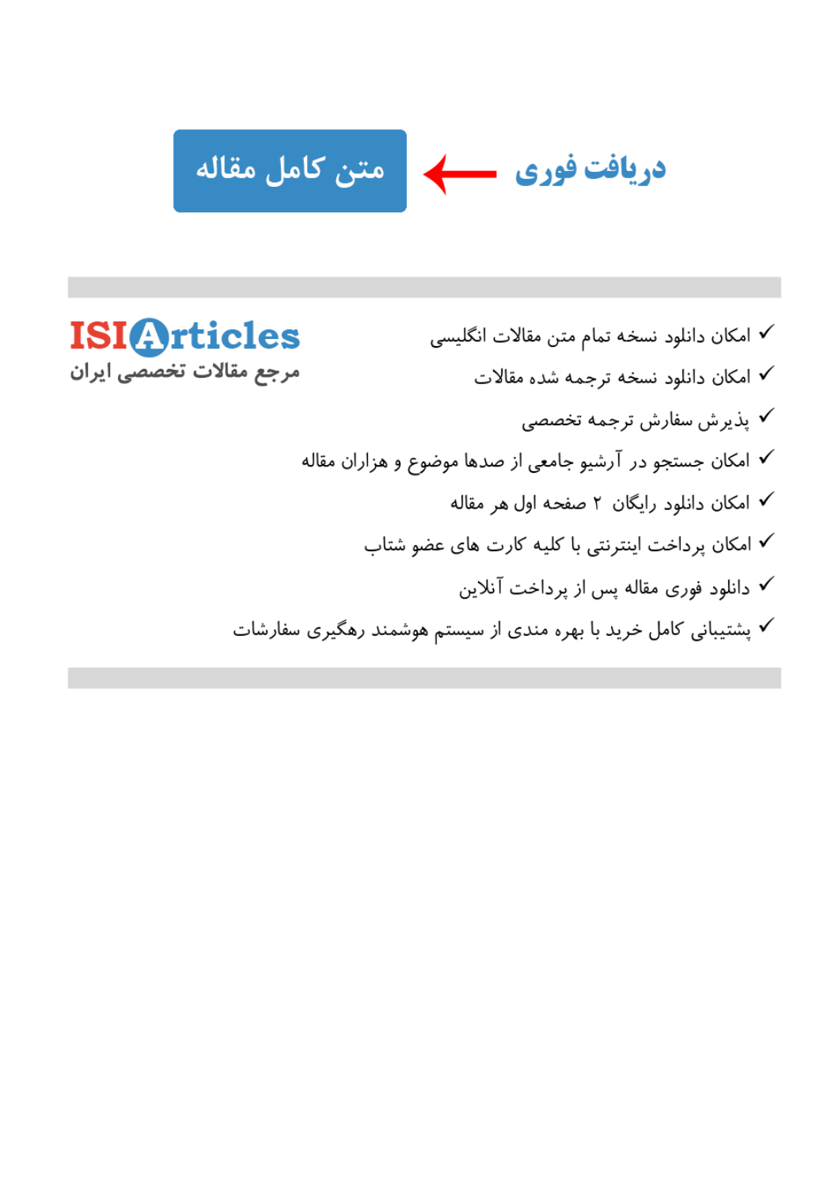دریافت فوری ← **متن کامل مقاله**

**ISIArticles**
مرجع مقالات تخصصی ایران

- ✓ امکان دانلود نسخه تمام متن مقالات انگلیسی
- ✓ امکان دانلود نسخه ترجمه شده مقالات
- ✓ پذیرش سفارش ترجمه تخصصی
- ✓ امکان جستجو در آرشیو جامعی از صدها موضوع و هزاران مقاله
- ✓ امکان دانلود رایگان ۲ صفحه اول هر مقاله
- ✓ امکان پرداخت اینترنتی با کلیه کارت های عضو شتاب
- ✓ دانلود فوری مقاله پس از پرداخت آنلاین
- ✓ پشتیبانی کامل خرید با بهره مندی از سیستم هوشمند رهگیری سفارشات